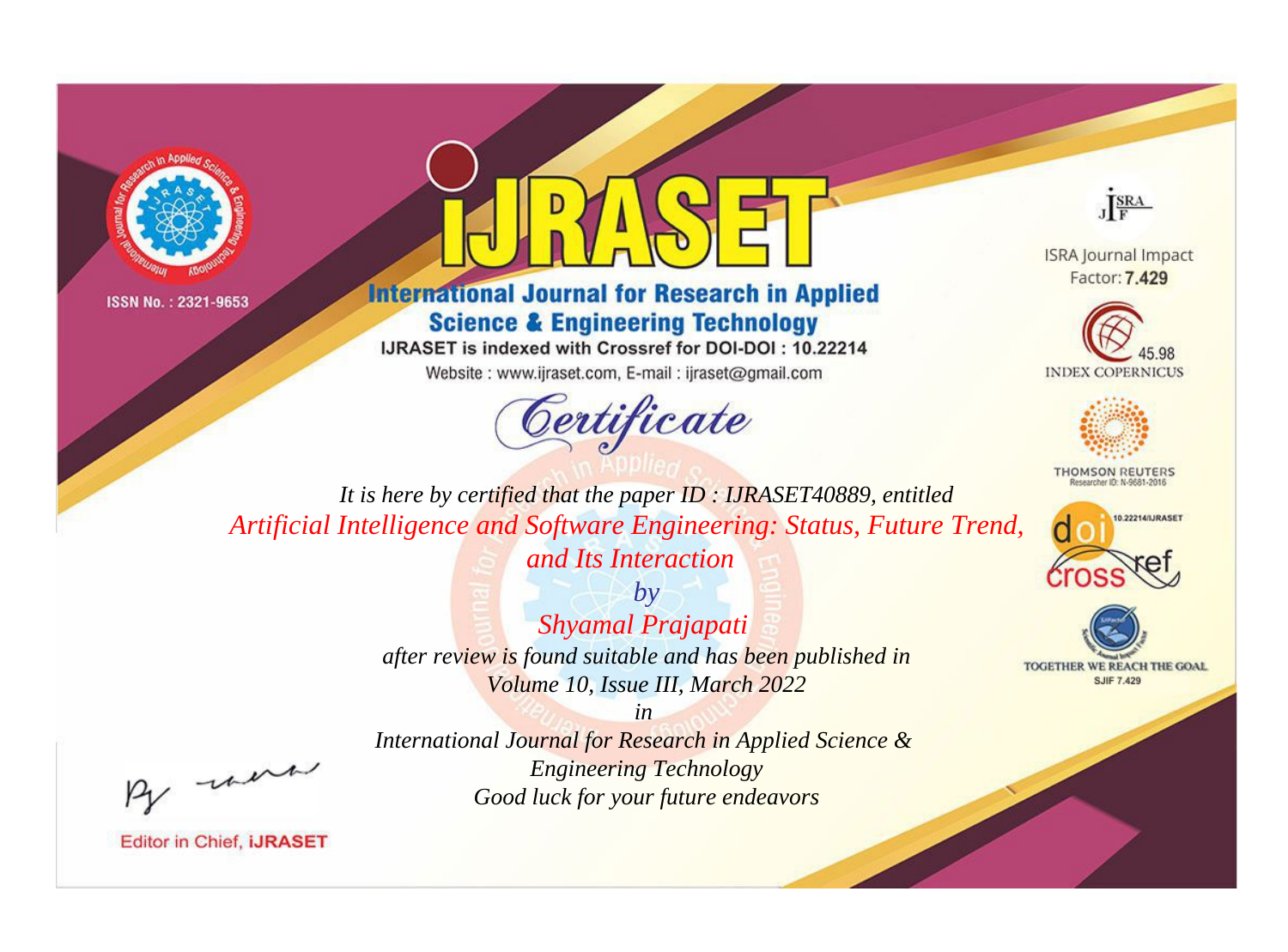ISSN No. : 2321-9653

# IJRASET

## International Journal for Research in Applied Science & Engineering Technology

IJRASET is indexed with Crossref for DOI-DOI : 10.22214

Website : www.ijraset.com, E-mail : ijraset@gmail.com

ISRA Journal Impact Factor: **7.429**

45.98 INDEX COPERNICUS

THOMSON REUTERS Researcher ID: N-9681-2016

10.22214/IJRASET

TOGETHER WE REACH THE GOAL SJIF 7.429

## *Certificate*

*It is here by certified that the paper ID : IJRASET40889, entitled*

*Artificial Intelligence and Software Engineering: Status, Future Trend, and Its Interaction*

*by*

*Shyamal Prajapati*

*after review is found suitable and has been published in*

*Volume 10, Issue III, March 2022*

*in*

*International Journal for Research in Applied Science & Engineering Technology*

*Good luck for your future endeavors*

Editor in Chief, **iJRASET**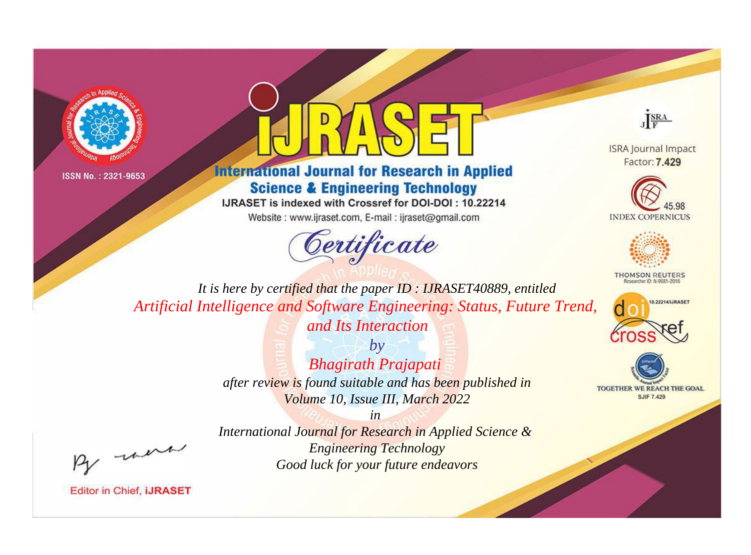ISSN No. : 2321-9653

# IJRASET

## International Journal for Research in Applied Science & Engineering Technology

IJRASET is indexed with Crossref for DOI-DOI : 10.22214

Website : www.ijraset.com, E-mail : ijraset@gmail.com

ISRA Journal Impact Factor: **7.429**

45.98 INDEX COPERNICUS

THOMSON REUTERS Researcher ID: N-9681-2016

10.22214/IJRASET

TOGETHER WE REACH THE GOAL SJIF 7.429

# *Certificate*

*It is here by certified that the paper ID : IJRASET40889, entitled*

*Artificial Intelligence and Software Engineering: Status, Future Trend, and Its Interaction*

*by*

*Bhagirath Prajapati*

*after review is found suitable and has been published in*

*Volume 10, Issue III, March 2022*

*in*

*International Journal for Research in Applied Science & Engineering Technology*

*Good luck for your future endeavors*

Editor in Chief, **iJRASET**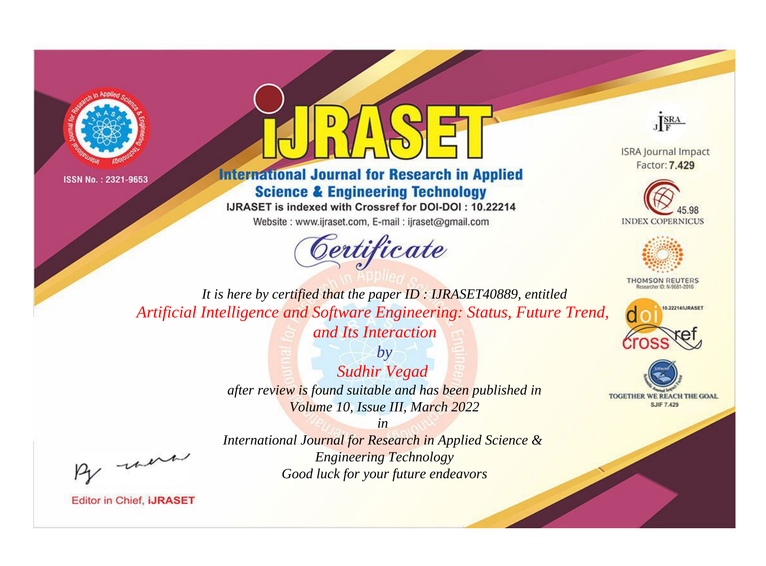ISSN No. : 2321-9653

# IJRASET

## International Journal for Research in Applied Science & Engineering Technology

IJRASET is indexed with Crossref for DOI-DOI : 10.22214

Website : www.ijraset.com, E-mail : ijraset@gmail.com

ISRA Journal Impact Factor: **7.429**

45.98 INDEX COPERNICUS

THOMSON REUTERS Researcher ID: N-9681-2016

10.22214/IJRASET

TOGETHER WE REACH THE GOAL SJIF 7.429

# *Certificate*

*It is here by certified that the paper ID : IJRASET40889, entitled*

*Artificial Intelligence and Software Engineering: Status, Future Trend, and Its Interaction*

*by*

*Sudhir Vegad*

*after review is found suitable and has been published in*

*Volume 10, Issue III, March 2022*

*in*

*International Journal for Research in Applied Science & Engineering Technology*

*Good luck for your future endeavors*

Editor in Chief, **iJRASET**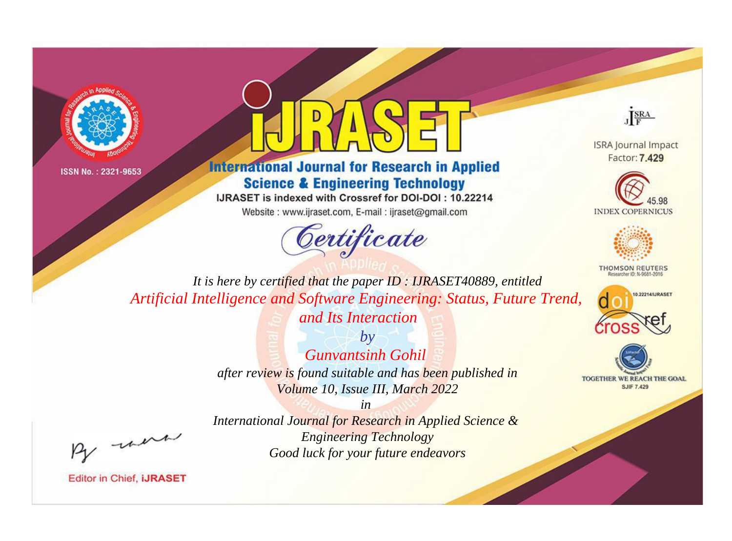ISSN No. : 2321-9653

# iJRASET

## International Journal for Research in Applied Science & Engineering Technology

IJRASET is indexed with Crossref for DOI-DOI : 10.22214

Website : www.ijraset.com, E-mail : ijraset@gmail.com

*Certificate*

*It is here by certified that the paper ID : IJRASET40889, entitled*

*Artificial Intelligence and Software Engineering: Status, Future Trend, and Its Interaction*

*by*

*Gunvantsinh Gohil*

*after review is found suitable and has been published in*

*Volume 10, Issue III, March 2022*

*in*

*International Journal for Research in Applied Science & Engineering Technology*

*Good luck for your future endeavors*

ISRA Journal Impact Factor: **7.429**

45.98 INDEX COPERNICUS

THOMSON REUTERS Researcher ID: N-9681-2016

10.22214/IJRASET

TOGETHER WE REACH THE GOAL SJIF 7.429

Editor in Chief, **iJRASET**